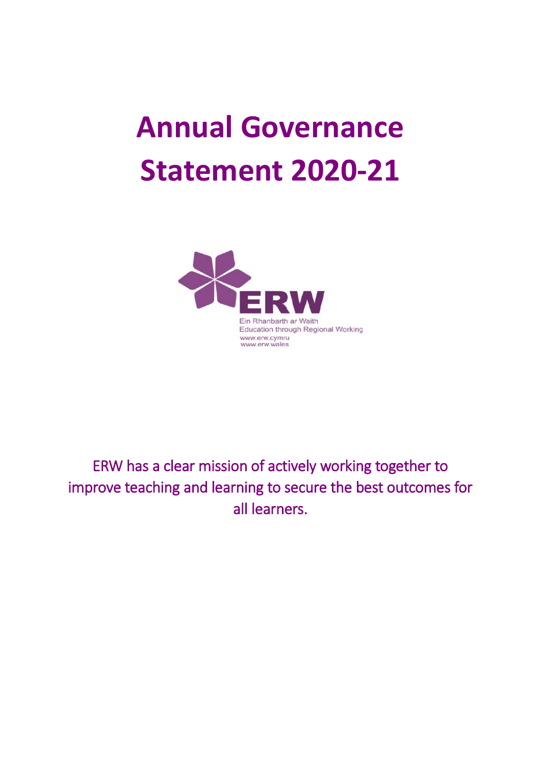# Annual Governance Statement 2020-21

ERW

Ein Rhanbarth ar Waith
Education through Regional Working
www.erw.cymru
www.erw.wales

ERW has a clear mission of actively working together to improve teaching and learning to secure the best outcomes for all learners.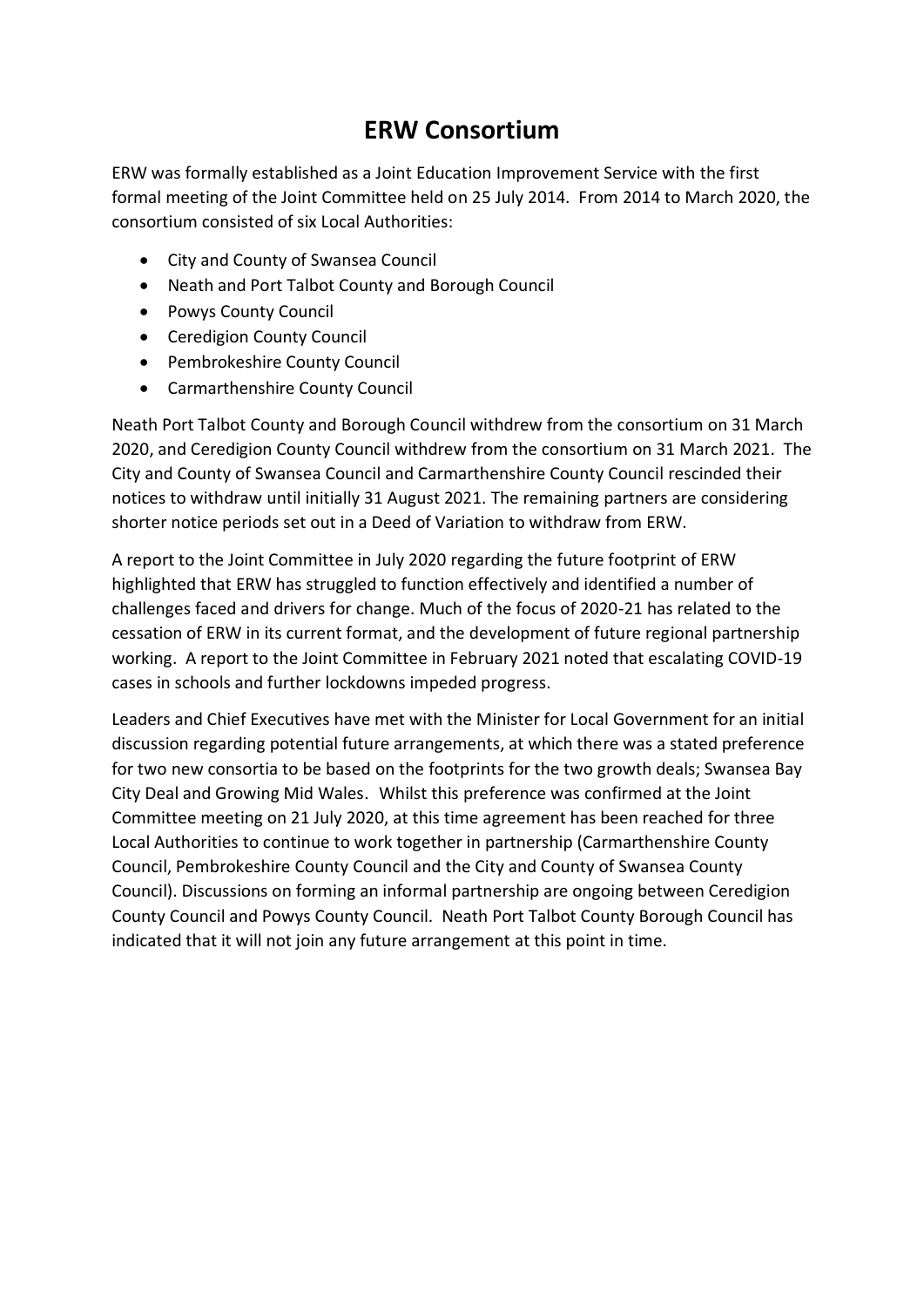# ERW Consortium

ERW was formally established as a Joint Education Improvement Service with the first formal meeting of the Joint Committee held on 25 July 2014. From 2014 to March 2020, the consortium consisted of six Local Authorities:

- City and County of Swansea Council
- Neath and Port Talbot County and Borough Council
- Powys County Council
- Ceredigion County Council
- Pembrokeshire County Council
- Carmarthenshire County Council

Neath Port Talbot County and Borough Council withdrew from the consortium on 31 March 2020, and Ceredigion County Council withdrew from the consortium on 31 March 2021. The City and County of Swansea Council and Carmarthenshire County Council rescinded their notices to withdraw until initially 31 August 2021. The remaining partners are considering shorter notice periods set out in a Deed of Variation to withdraw from ERW.

A report to the Joint Committee in July 2020 regarding the future footprint of ERW highlighted that ERW has struggled to function effectively and identified a number of challenges faced and drivers for change. Much of the focus of 2020-21 has related to the cessation of ERW in its current format, and the development of future regional partnership working. A report to the Joint Committee in February 2021 noted that escalating COVID-19 cases in schools and further lockdowns impeded progress.

Leaders and Chief Executives have met with the Minister for Local Government for an initial discussion regarding potential future arrangements, at which there was a stated preference for two new consortia to be based on the footprints for the two growth deals; Swansea Bay City Deal and Growing Mid Wales. Whilst this preference was confirmed at the Joint Committee meeting on 21 July 2020, at this time agreement has been reached for three Local Authorities to continue to work together in partnership (Carmarthenshire County Council, Pembrokeshire County Council and the City and County of Swansea County Council). Discussions on forming an informal partnership are ongoing between Ceredigion County Council and Powys County Council. Neath Port Talbot County Borough Council has indicated that it will not join any future arrangement at this point in time.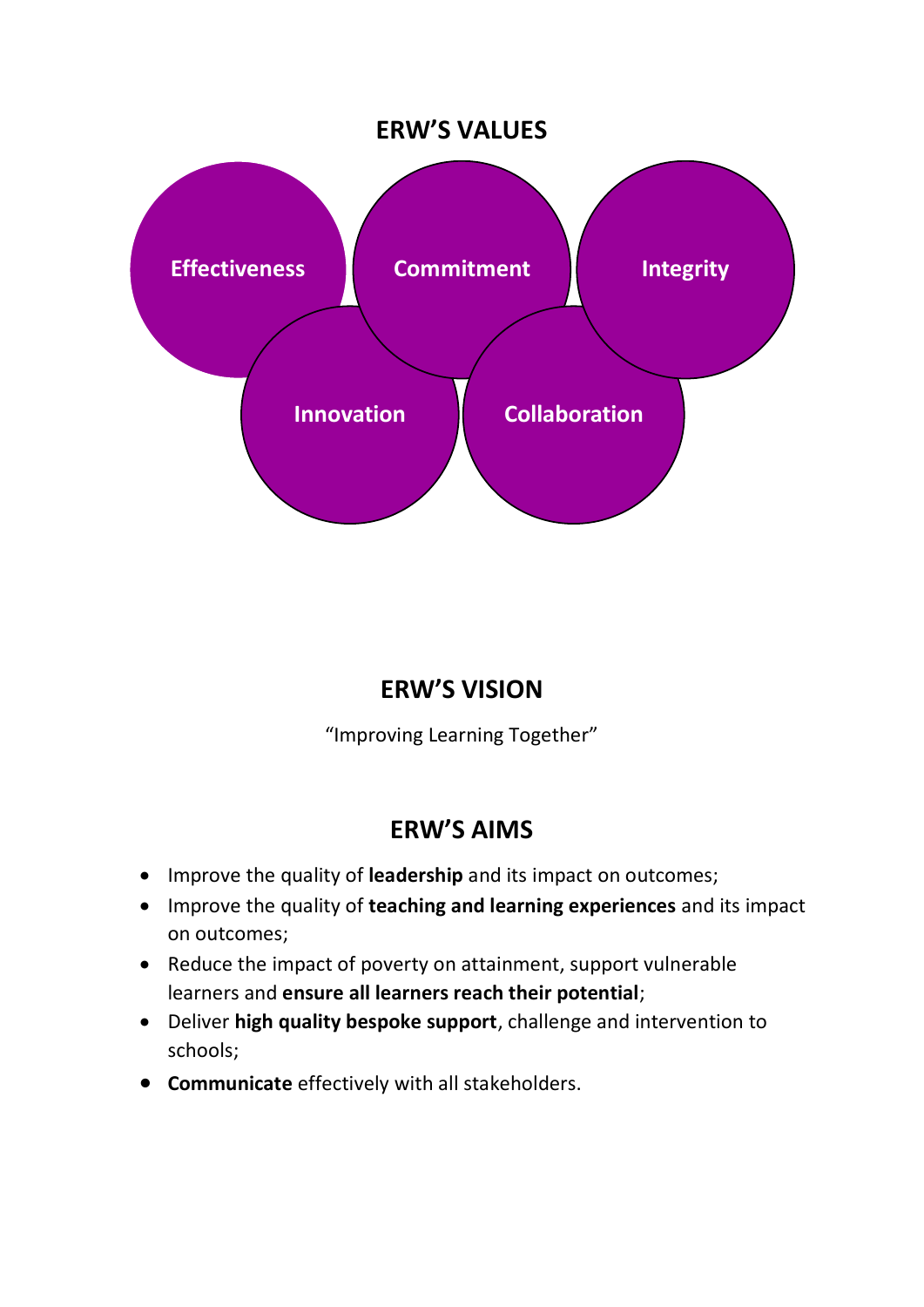## ERW'S VALUES

- Effectiveness
- Commitment
- Integrity
- Innovation
- Collaboration

## ERW'S VISION

"Improving Learning Together"

## ERW'S AIMS

- Improve the quality of **leadership** and its impact on outcomes;
- Improve the quality of **teaching and learning experiences** and its impact on outcomes;
- Reduce the impact of poverty on attainment, support vulnerable learners and **ensure all learners reach their potential**;
- Deliver **high quality bespoke support**, challenge and intervention to schools;
- **Communicate** effectively with all stakeholders.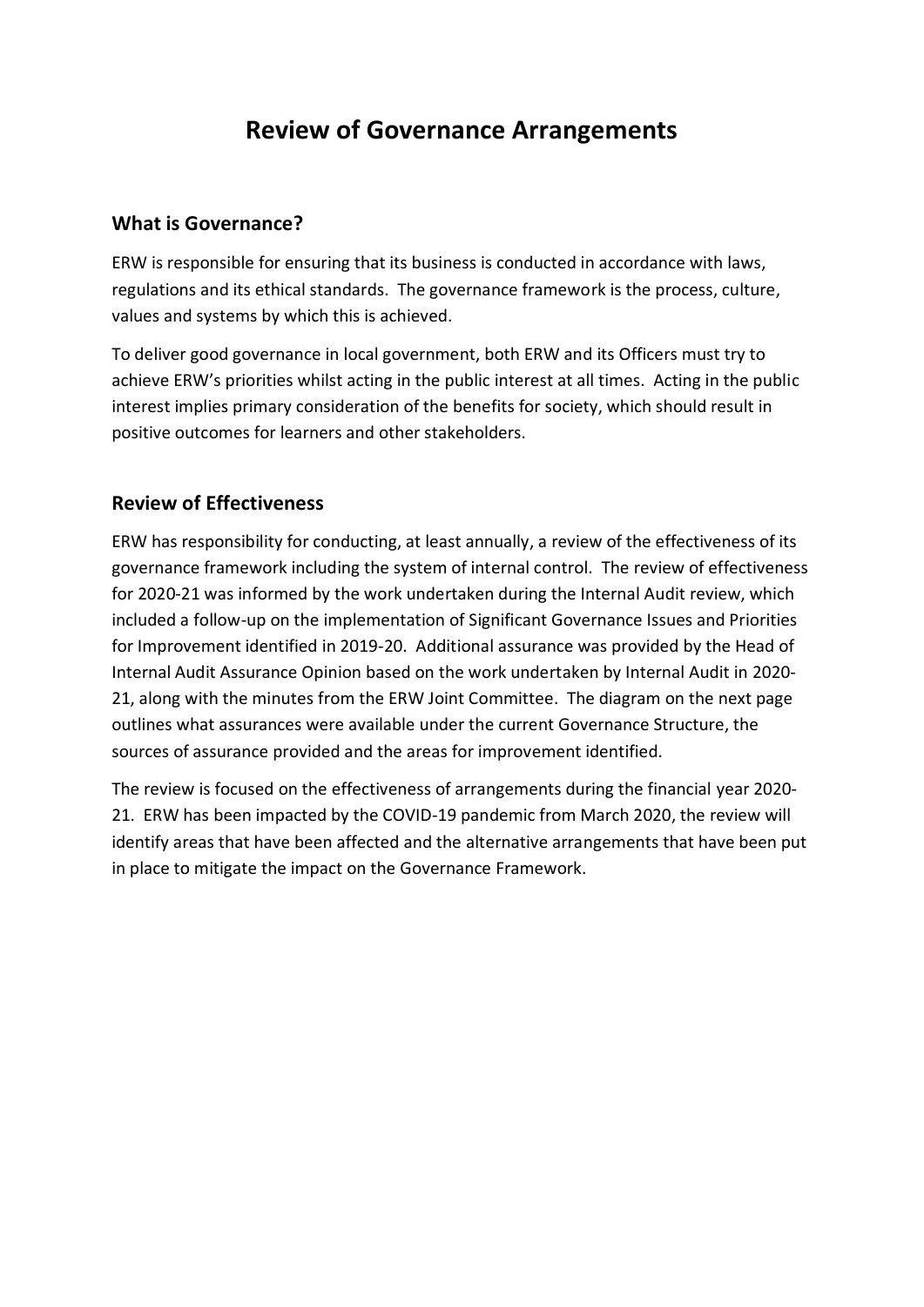# Review of Governance Arrangements

## What is Governance?

ERW is responsible for ensuring that its business is conducted in accordance with laws, regulations and its ethical standards. The governance framework is the process, culture, values and systems by which this is achieved.

To deliver good governance in local government, both ERW and its Officers must try to achieve ERW's priorities whilst acting in the public interest at all times. Acting in the public interest implies primary consideration of the benefits for society, which should result in positive outcomes for learners and other stakeholders.

## Review of Effectiveness

ERW has responsibility for conducting, at least annually, a review of the effectiveness of its governance framework including the system of internal control. The review of effectiveness for 2020-21 was informed by the work undertaken during the Internal Audit review, which included a follow-up on the implementation of Significant Governance Issues and Priorities for Improvement identified in 2019-20. Additional assurance was provided by the Head of Internal Audit Assurance Opinion based on the work undertaken by Internal Audit in 2020-21, along with the minutes from the ERW Joint Committee. The diagram on the next page outlines what assurances were available under the current Governance Structure, the sources of assurance provided and the areas for improvement identified.

The review is focused on the effectiveness of arrangements during the financial year 2020-21. ERW has been impacted by the COVID-19 pandemic from March 2020, the review will identify areas that have been affected and the alternative arrangements that have been put in place to mitigate the impact on the Governance Framework.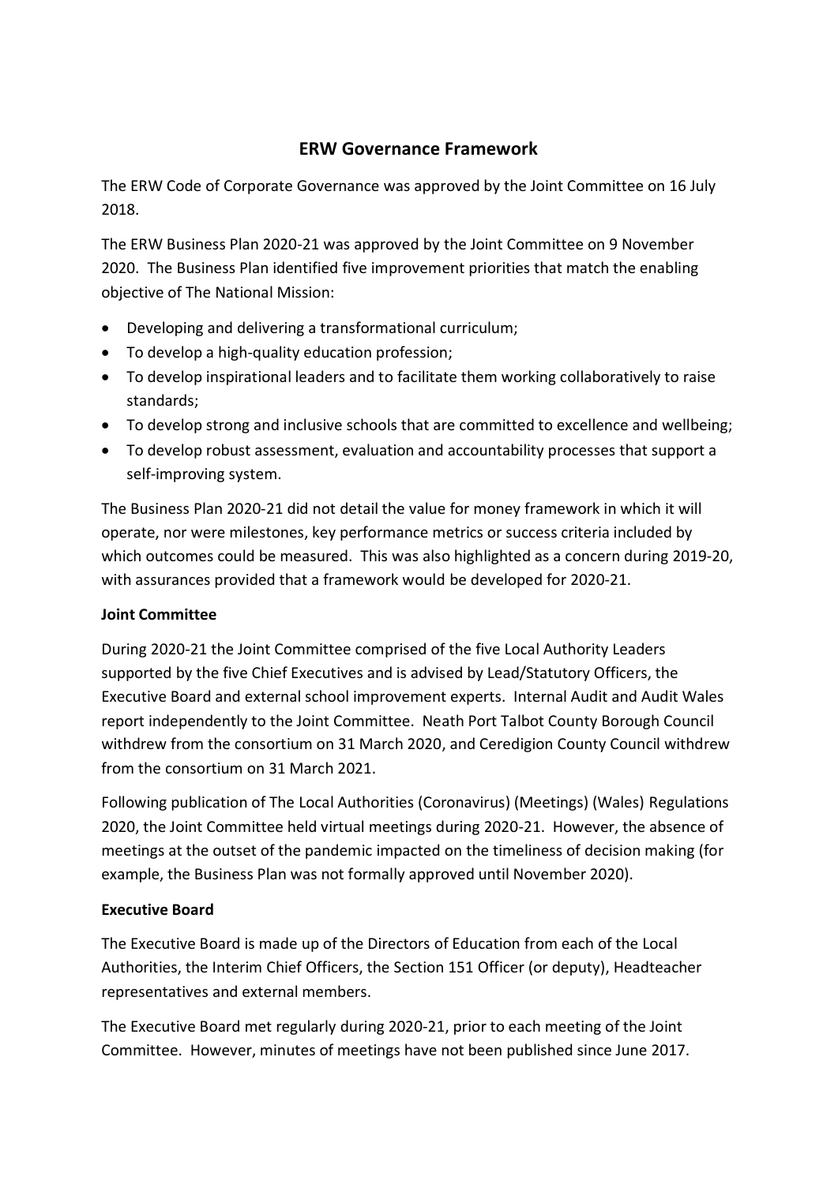## ERW Governance Framework

The ERW Code of Corporate Governance was approved by the Joint Committee on 16 July 2018.

The ERW Business Plan 2020-21 was approved by the Joint Committee on 9 November 2020. The Business Plan identified five improvement priorities that match the enabling objective of The National Mission:

- Developing and delivering a transformational curriculum;
- To develop a high-quality education profession;
- To develop inspirational leaders and to facilitate them working collaboratively to raise standards;
- To develop strong and inclusive schools that are committed to excellence and wellbeing;
- To develop robust assessment, evaluation and accountability processes that support a self-improving system.

The Business Plan 2020-21 did not detail the value for money framework in which it will operate, nor were milestones, key performance metrics or success criteria included by which outcomes could be measured. This was also highlighted as a concern during 2019-20, with assurances provided that a framework would be developed for 2020-21.

**Joint Committee**

During 2020-21 the Joint Committee comprised of the five Local Authority Leaders supported by the five Chief Executives and is advised by Lead/Statutory Officers, the Executive Board and external school improvement experts. Internal Audit and Audit Wales report independently to the Joint Committee. Neath Port Talbot County Borough Council withdrew from the consortium on 31 March 2020, and Ceredigion County Council withdrew from the consortium on 31 March 2021.

Following publication of The Local Authorities (Coronavirus) (Meetings) (Wales) Regulations 2020, the Joint Committee held virtual meetings during 2020-21. However, the absence of meetings at the outset of the pandemic impacted on the timeliness of decision making (for example, the Business Plan was not formally approved until November 2020).

**Executive Board**

The Executive Board is made up of the Directors of Education from each of the Local Authorities, the Interim Chief Officers, the Section 151 Officer (or deputy), Headteacher representatives and external members.

The Executive Board met regularly during 2020-21, prior to each meeting of the Joint Committee. However, minutes of meetings have not been published since June 2017.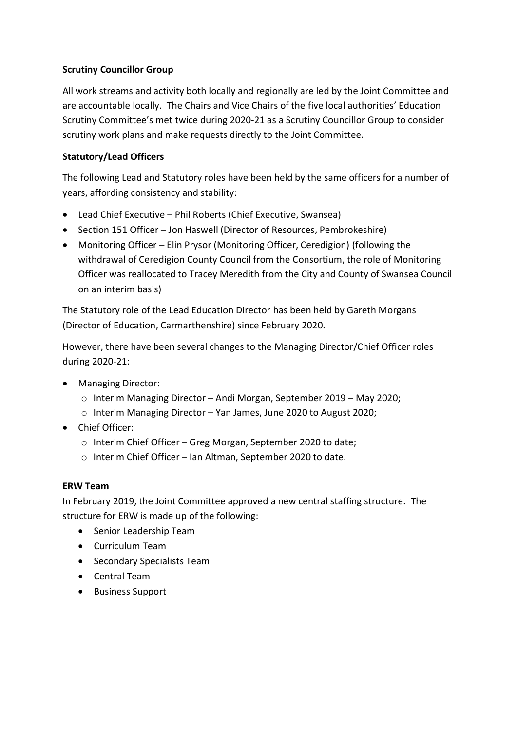**Scrutiny Councillor Group**

All work streams and activity both locally and regionally are led by the Joint Committee and are accountable locally. The Chairs and Vice Chairs of the five local authorities' Education Scrutiny Committee's met twice during 2020-21 as a Scrutiny Councillor Group to consider scrutiny work plans and make requests directly to the Joint Committee.

**Statutory/Lead Officers**

The following Lead and Statutory roles have been held by the same officers for a number of years, affording consistency and stability:

- Lead Chief Executive – Phil Roberts (Chief Executive, Swansea)
- Section 151 Officer – Jon Haswell (Director of Resources, Pembrokeshire)
- Monitoring Officer – Elin Prysor (Monitoring Officer, Ceredigion) (following the withdrawal of Ceredigion County Council from the Consortium, the role of Monitoring Officer was reallocated to Tracey Meredith from the City and County of Swansea Council on an interim basis)

The Statutory role of the Lead Education Director has been held by Gareth Morgans (Director of Education, Carmarthenshire) since February 2020.

However, there have been several changes to the Managing Director/Chief Officer roles during 2020-21:

- Managing Director:
  - Interim Managing Director – Andi Morgan, September 2019 – May 2020;
  - Interim Managing Director – Yan James, June 2020 to August 2020;
- Chief Officer:
  - Interim Chief Officer – Greg Morgan, September 2020 to date;
  - Interim Chief Officer – Ian Altman, September 2020 to date.

**ERW Team**

In February 2019, the Joint Committee approved a new central staffing structure. The structure for ERW is made up of the following:

- Senior Leadership Team
- Curriculum Team
- Secondary Specialists Team
- Central Team
- Business Support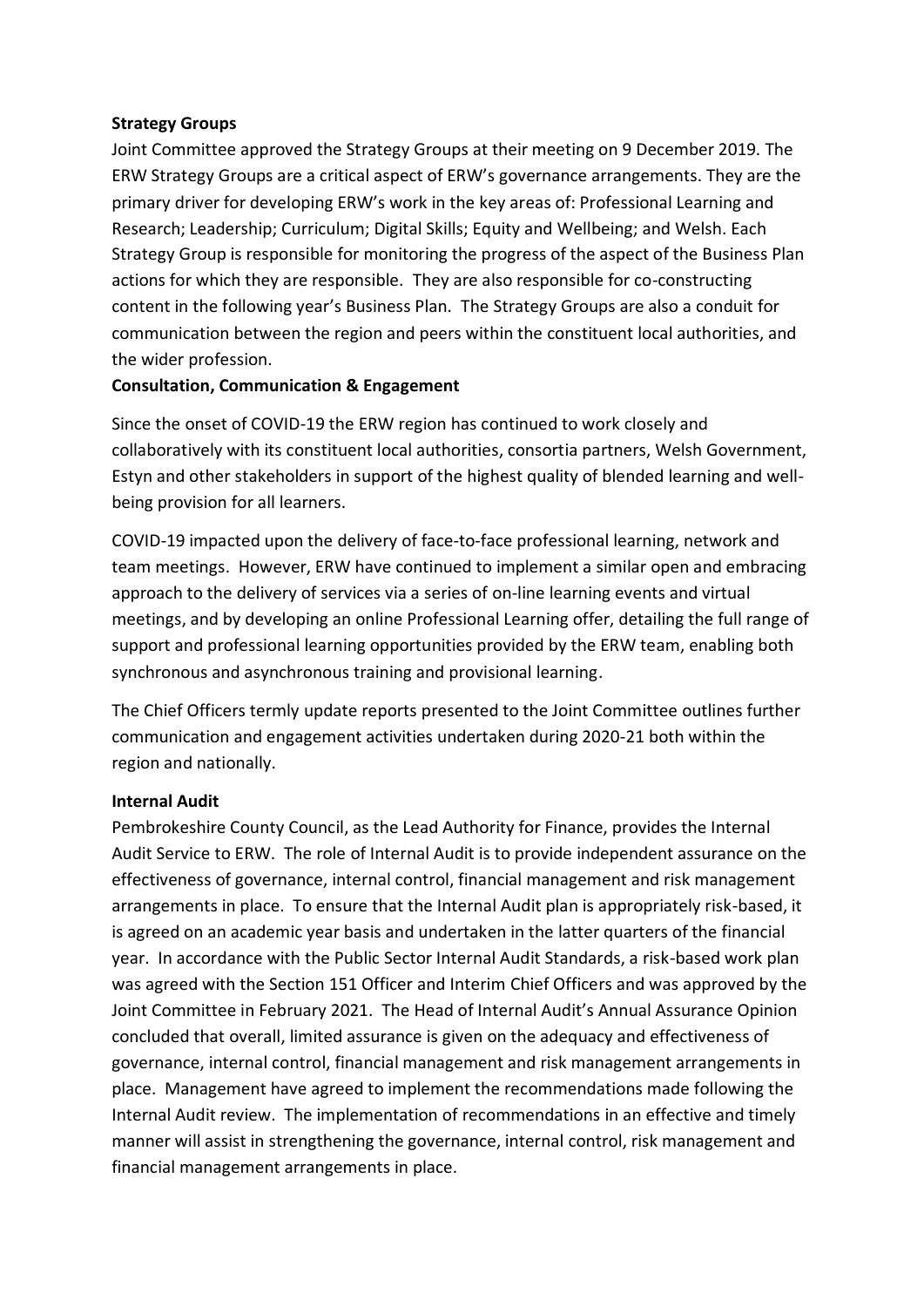**Strategy Groups**

Joint Committee approved the Strategy Groups at their meeting on 9 December 2019. The ERW Strategy Groups are a critical aspect of ERW's governance arrangements. They are the primary driver for developing ERW's work in the key areas of: Professional Learning and Research; Leadership; Curriculum; Digital Skills; Equity and Wellbeing; and Welsh. Each Strategy Group is responsible for monitoring the progress of the aspect of the Business Plan actions for which they are responsible. They are also responsible for co-constructing content in the following year's Business Plan. The Strategy Groups are also a conduit for communication between the region and peers within the constituent local authorities, and the wider profession.

**Consultation, Communication & Engagement**

Since the onset of COVID-19 the ERW region has continued to work closely and collaboratively with its constituent local authorities, consortia partners, Welsh Government, Estyn and other stakeholders in support of the highest quality of blended learning and well-being provision for all learners.

COVID-19 impacted upon the delivery of face-to-face professional learning, network and team meetings. However, ERW have continued to implement a similar open and embracing approach to the delivery of services via a series of on-line learning events and virtual meetings, and by developing an online Professional Learning offer, detailing the full range of support and professional learning opportunities provided by the ERW team, enabling both synchronous and asynchronous training and provisional learning.

The Chief Officers termly update reports presented to the Joint Committee outlines further communication and engagement activities undertaken during 2020-21 both within the region and nationally.

**Internal Audit**

Pembrokeshire County Council, as the Lead Authority for Finance, provides the Internal Audit Service to ERW. The role of Internal Audit is to provide independent assurance on the effectiveness of governance, internal control, financial management and risk management arrangements in place. To ensure that the Internal Audit plan is appropriately risk-based, it is agreed on an academic year basis and undertaken in the latter quarters of the financial year. In accordance with the Public Sector Internal Audit Standards, a risk-based work plan was agreed with the Section 151 Officer and Interim Chief Officers and was approved by the Joint Committee in February 2021. The Head of Internal Audit's Annual Assurance Opinion concluded that overall, limited assurance is given on the adequacy and effectiveness of governance, internal control, financial management and risk management arrangements in place. Management have agreed to implement the recommendations made following the Internal Audit review. The implementation of recommendations in an effective and timely manner will assist in strengthening the governance, internal control, risk management and financial management arrangements in place.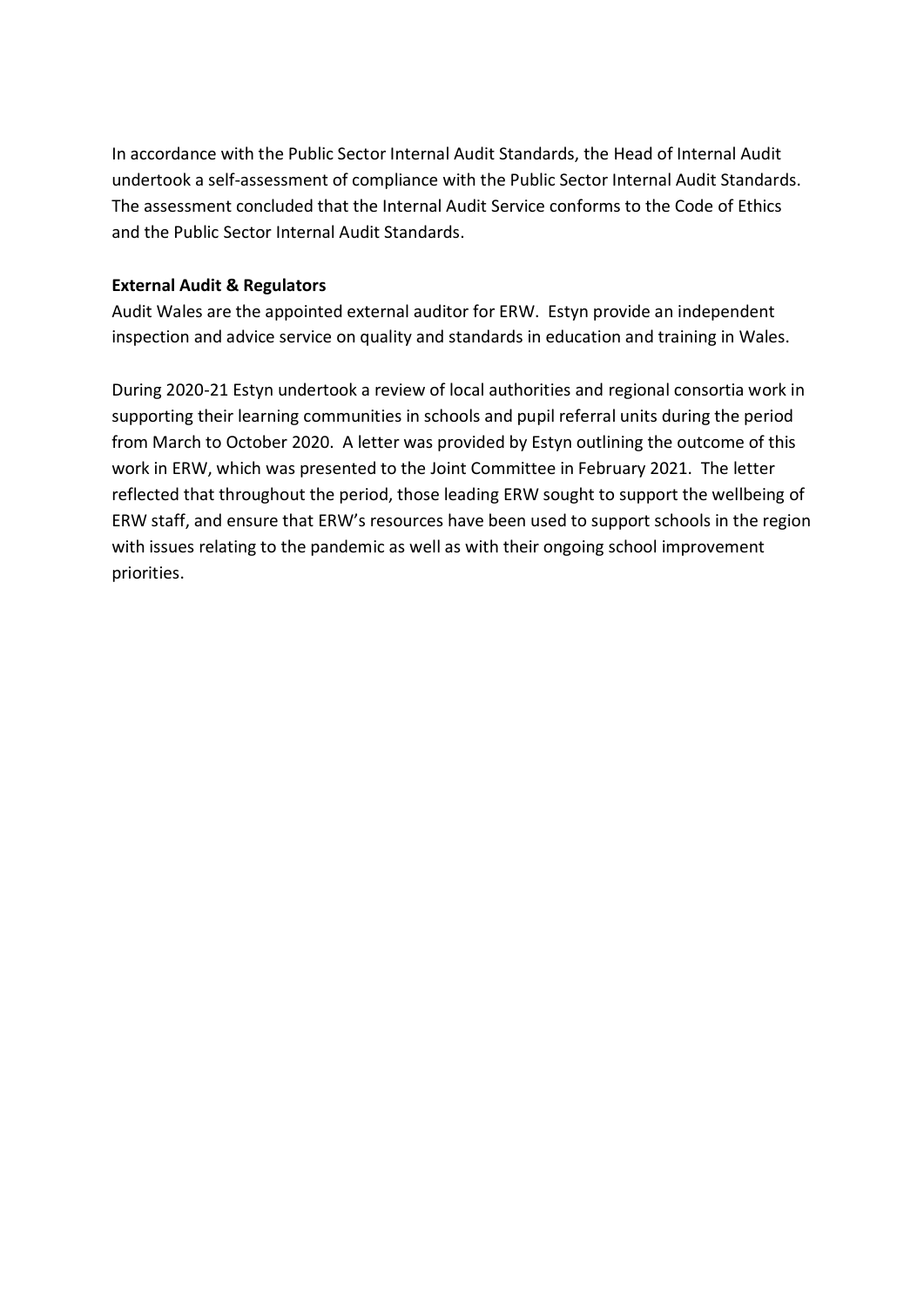In accordance with the Public Sector Internal Audit Standards, the Head of Internal Audit undertook a self-assessment of compliance with the Public Sector Internal Audit Standards. The assessment concluded that the Internal Audit Service conforms to the Code of Ethics and the Public Sector Internal Audit Standards.

**External Audit & Regulators**

Audit Wales are the appointed external auditor for ERW. Estyn provide an independent inspection and advice service on quality and standards in education and training in Wales.

During 2020-21 Estyn undertook a review of local authorities and regional consortia work in supporting their learning communities in schools and pupil referral units during the period from March to October 2020. A letter was provided by Estyn outlining the outcome of this work in ERW, which was presented to the Joint Committee in February 2021. The letter reflected that throughout the period, those leading ERW sought to support the wellbeing of ERW staff, and ensure that ERW's resources have been used to support schools in the region with issues relating to the pandemic as well as with their ongoing school improvement priorities.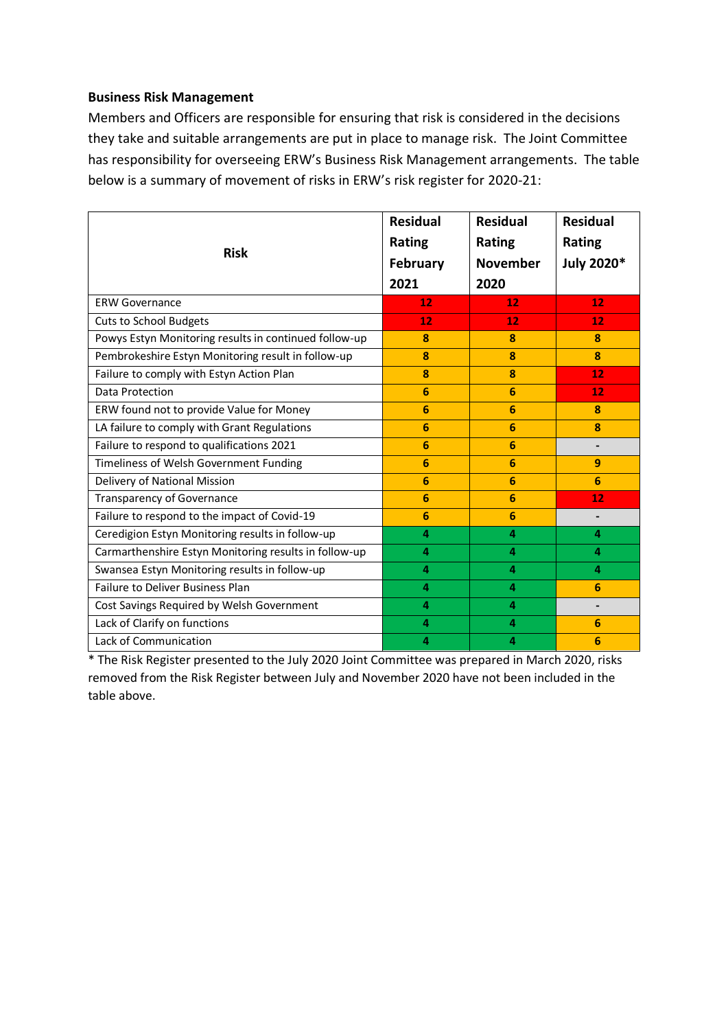**Business Risk Management**

Members and Officers are responsible for ensuring that risk is considered in the decisions they take and suitable arrangements are put in place to manage risk. The Joint Committee has responsibility for overseeing ERW's Business Risk Management arrangements. The table below is a summary of movement of risks in ERW's risk register for 2020-21:

| Risk | Residual Rating February 2021 | Residual Rating November 2020 | Residual Rating July 2020* |
|---|---|---|---|
| ERW Governance | 12 | 12 | 12 |
| Cuts to School Budgets | 12 | 12 | 12 |
| Powys Estyn Monitoring results in continued follow-up | 8 | 8 | 8 |
| Pembrokeshire Estyn Monitoring result in follow-up | 8 | 8 | 8 |
| Failure to comply with Estyn Action Plan | 8 | 8 | 12 |
| Data Protection | 6 | 6 | 12 |
| ERW found not to provide Value for Money | 6 | 6 | 8 |
| LA failure to comply with Grant Regulations | 6 | 6 | 8 |
| Failure to respond to qualifications 2021 | 6 | 6 | - |
| Timeliness of Welsh Government Funding | 6 | 6 | 9 |
| Delivery of National Mission | 6 | 6 | 6 |
| Transparency of Governance | 6 | 6 | 12 |
| Failure to respond to the impact of Covid-19 | 6 | 6 | - |
| Ceredigion Estyn Monitoring results in follow-up | 4 | 4 | 4 |
| Carmarthenshire Estyn Monitoring results in follow-up | 4 | 4 | 4 |
| Swansea Estyn Monitoring results in follow-up | 4 | 4 | 4 |
| Failure to Deliver Business Plan | 4 | 4 | 6 |
| Cost Savings Required by Welsh Government | 4 | 4 | - |
| Lack of Clarify on functions | 4 | 4 | 6 |
| Lack of Communication | 4 | 4 | 6 |

* The Risk Register presented to the July 2020 Joint Committee was prepared in March 2020, risks removed from the Risk Register between July and November 2020 have not been included in the table above.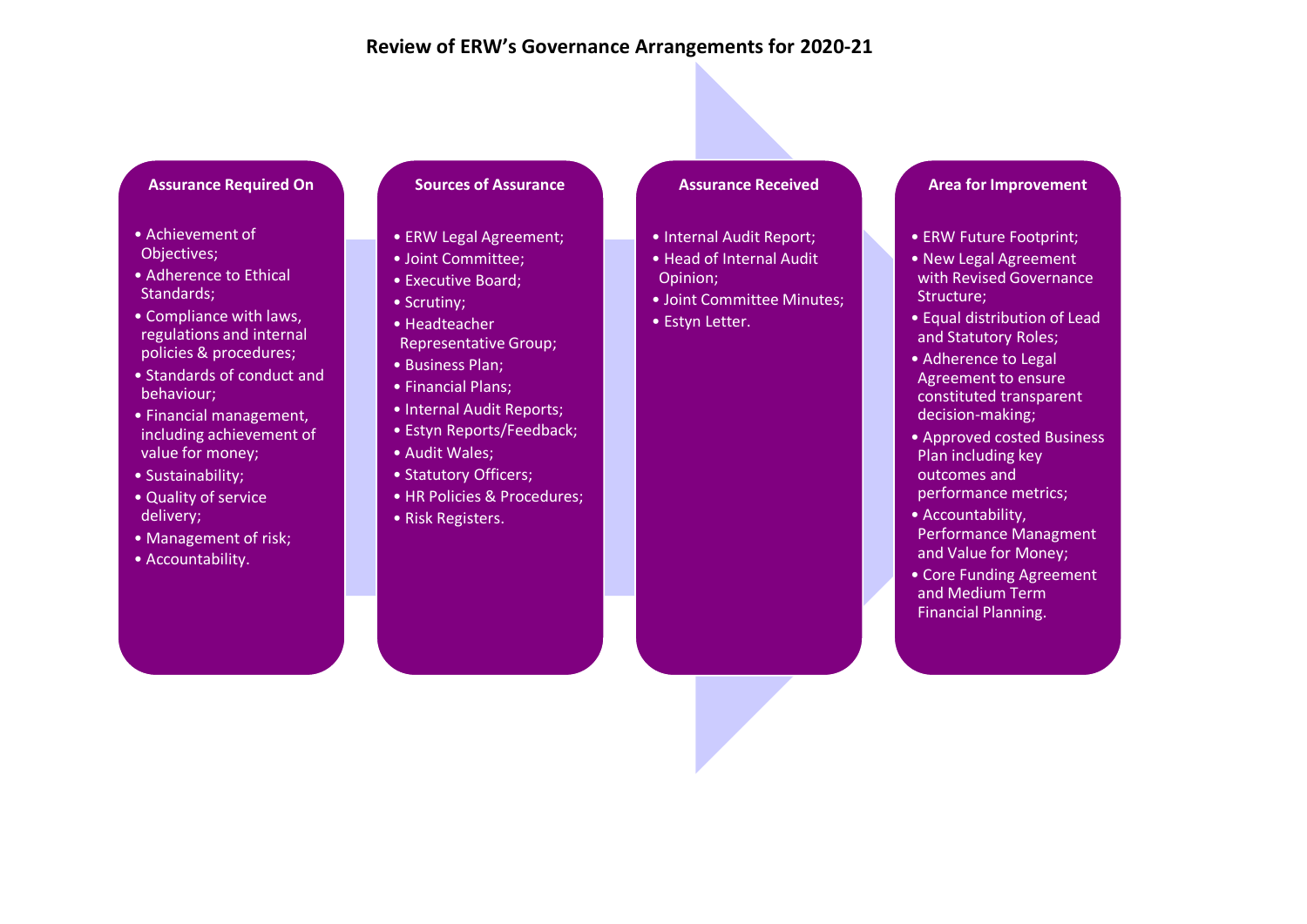# Review of ERW's Governance Arrangements for 2020-21

### Assurance Required On

- Achievement of Objectives;
- Adherence to Ethical Standards;
- Compliance with laws, regulations and internal policies & procedures;
- Standards of conduct and behaviour;
- Financial management, including achievement of value for money;
- Sustainability;
- Quality of service delivery;
- Management of risk;
- Accountability.

### Sources of Assurance

- ERW Legal Agreement;
- Joint Committee;
- Executive Board;
- Scrutiny;
- Headteacher Representative Group;
- Business Plan;
- Financial Plans;
- Internal Audit Reports;
- Estyn Reports/Feedback;
- Audit Wales;
- Statutory Officers;
- HR Policies & Procedures;
- Risk Registers.

### Assurance Received

- Internal Audit Report;
- Head of Internal Audit Opinion;
- Joint Committee Minutes;
- Estyn Letter.

### Area for Improvement

- ERW Future Footprint;
- New Legal Agreement with Revised Governance Structure;
- Equal distribution of Lead and Statutory Roles;
- Adherence to Legal Agreement to ensure constituted transparent decision-making;
- Approved costed Business Plan including key outcomes and performance metrics;
- Accountability, Performance Managment and Value for Money;
- Core Funding Agreement and Medium Term Financial Planning.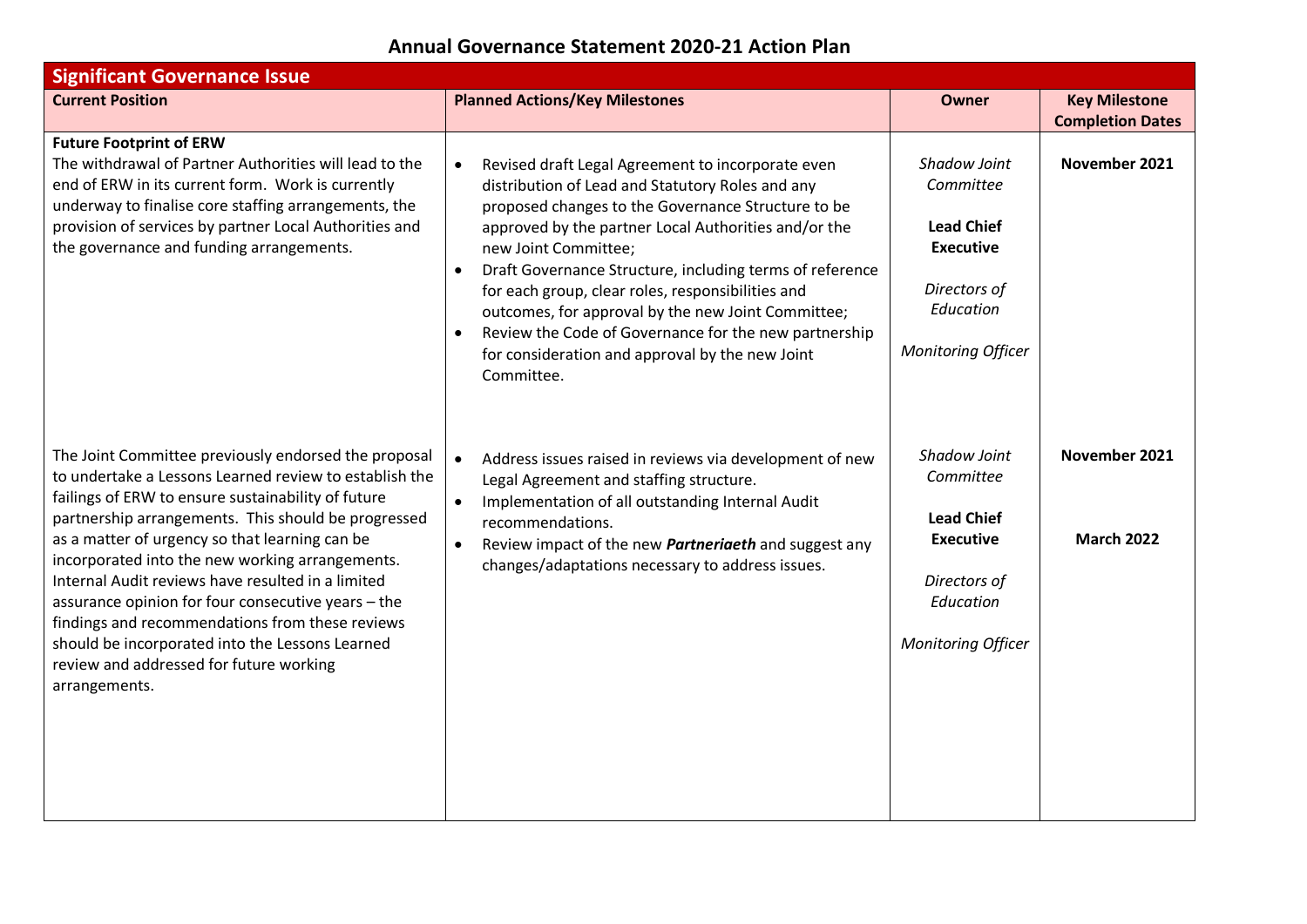## Annual Governance Statement 2020-21 Action Plan

| Significant Governance Issue | | | |
|---|---|---|---|
| **Current Position** | **Planned Actions/Key Milestones** | **Owner** | **Key Milestone Completion Dates** |
| **Future Footprint of ERW**<br>The withdrawal of Partner Authorities will lead to the end of ERW in its current form. Work is currently underway to finalise core staffing arrangements, the provision of services by partner Local Authorities and the governance and funding arrangements. | • Revised draft Legal Agreement to incorporate even distribution of Lead and Statutory Roles and any proposed changes to the Governance Structure to be approved by the partner Local Authorities and/or the new Joint Committee;<br>• Draft Governance Structure, including terms of reference for each group, clear roles, responsibilities and outcomes, for approval by the new Joint Committee;<br>• Review the Code of Governance for the new partnership for consideration and approval by the new Joint Committee. | *Shadow Joint Committee*<br><br>**Lead Chief Executive**<br><br>*Directors of Education*<br><br>*Monitoring Officer* | **November 2021** |
| The Joint Committee previously endorsed the proposal to undertake a Lessons Learned review to establish the failings of ERW to ensure sustainability of future partnership arrangements. This should be progressed as a matter of urgency so that learning can be incorporated into the new working arrangements. Internal Audit reviews have resulted in a limited assurance opinion for four consecutive years – the findings and recommendations from these reviews should be incorporated into the Lessons Learned review and addressed for future working arrangements. | • Address issues raised in reviews via development of new Legal Agreement and staffing structure.<br>• Implementation of all outstanding Internal Audit recommendations.<br>• Review impact of the new ***Partneriaeth*** and suggest any changes/adaptations necessary to address issues. | *Shadow Joint Committee*<br><br>**Lead Chief Executive**<br><br>*Directors of Education*<br><br>*Monitoring Officer* | **November 2021**<br><br>**March 2022** |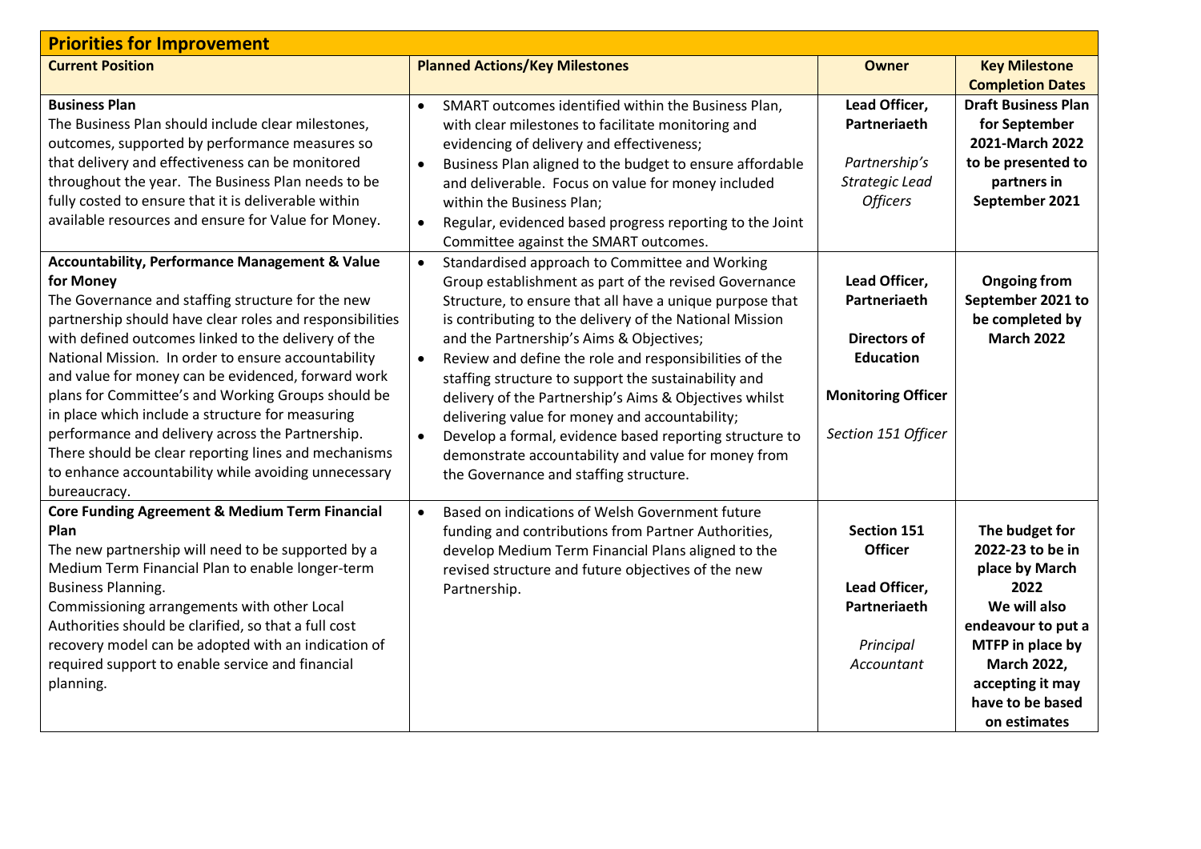## Priorities for Improvement

| Current Position | Planned Actions/Key Milestones | Owner | Key Milestone Completion Dates |
|---|---|---|---|
| **Business Plan**<br>The Business Plan should include clear milestones, outcomes, supported by performance measures so that delivery and effectiveness can be monitored throughout the year. The Business Plan needs to be fully costed to ensure that it is deliverable within available resources and ensure for Value for Money. | • SMART outcomes identified within the Business Plan, with clear milestones to facilitate monitoring and evidencing of delivery and effectiveness;<br>• Business Plan aligned to the budget to ensure affordable and deliverable. Focus on value for money included within the Business Plan;<br>• Regular, evidenced based progress reporting to the Joint Committee against the SMART outcomes. | **Lead Officer, Partneriaeth**<br><br>*Partnership's Strategic Lead Officers* | **Draft Business Plan for September 2021-March 2022 to be presented to partners in September 2021** |
| **Accountability, Performance Management & Value for Money**<br>The Governance and staffing structure for the new partnership should have clear roles and responsibilities with defined outcomes linked to the delivery of the National Mission. In order to ensure accountability and value for money can be evidenced, forward work plans for Committee's and Working Groups should be in place which include a structure for measuring performance and delivery across the Partnership. There should be clear reporting lines and mechanisms to enhance accountability while avoiding unnecessary bureaucracy. | • Standardised approach to Committee and Working Group establishment as part of the revised Governance Structure, to ensure that all have a unique purpose that is contributing to the delivery of the National Mission and the Partnership's Aims & Objectives;<br>• Review and define the role and responsibilities of the staffing structure to support the sustainability and delivery of the Partnership's Aims & Objectives whilst delivering value for money and accountability;<br>• Develop a formal, evidence based reporting structure to demonstrate accountability and value for money from the Governance and staffing structure. | **Lead Officer, Partneriaeth**<br><br>**Directors of Education**<br><br>**Monitoring Officer**<br><br>*Section 151 Officer* | **Ongoing from September 2021 to be completed by March 2022** |
| **Core Funding Agreement & Medium Term Financial Plan**<br>The new partnership will need to be supported by a Medium Term Financial Plan to enable longer-term Business Planning.<br>Commissioning arrangements with other Local Authorities should be clarified, so that a full cost recovery model can be adopted with an indication of required support to enable service and financial planning. | • Based on indications of Welsh Government future funding and contributions from Partner Authorities, develop Medium Term Financial Plans aligned to the revised structure and future objectives of the new Partnership. | **Section 151 Officer**<br><br>**Lead Officer, Partneriaeth**<br><br>*Principal Accountant* | **The budget for 2022-23 to be in place by March 2022**<br>**We will also endeavour to put a MTFP in place by March 2022, accepting it may have to be based on estimates** |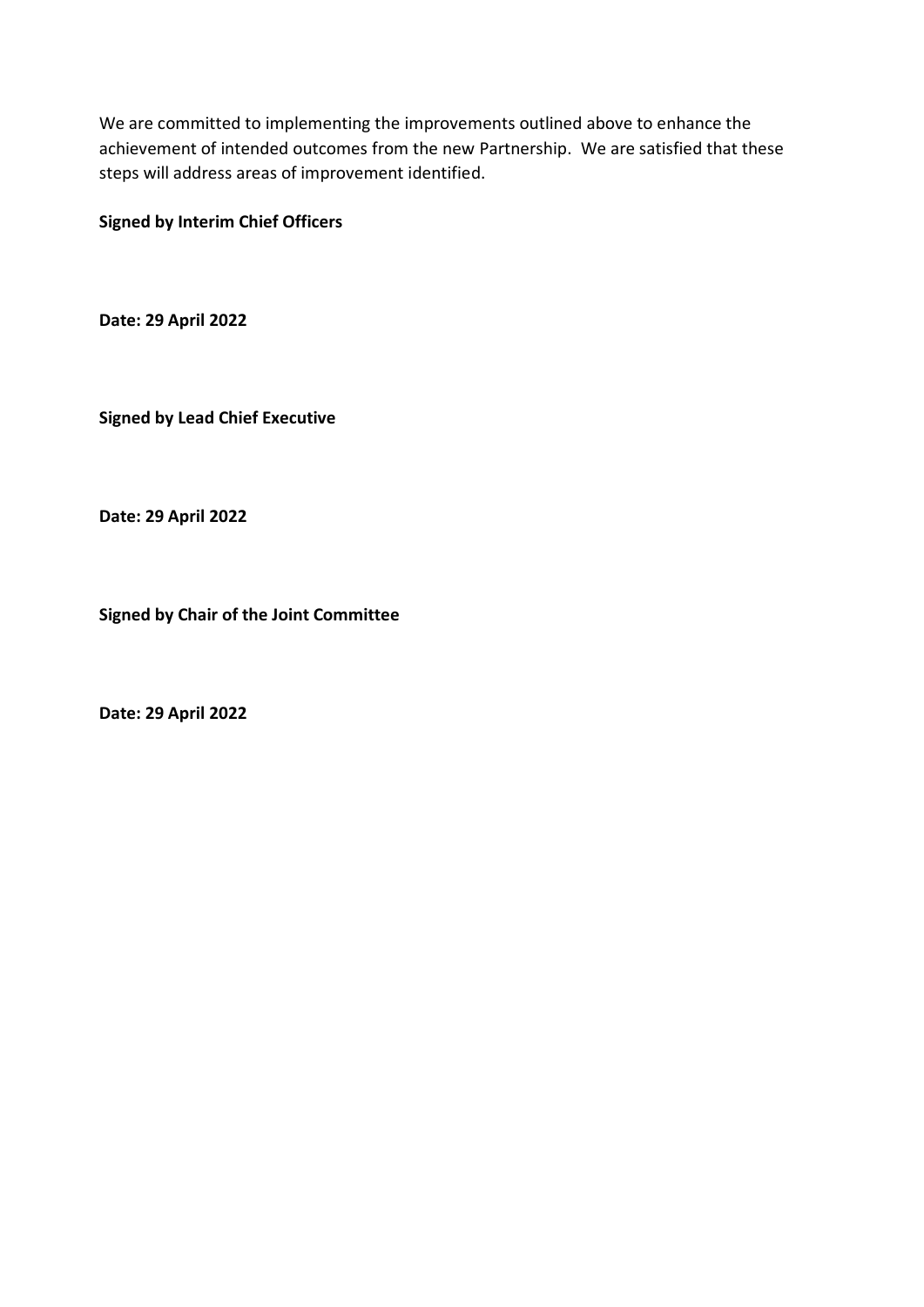We are committed to implementing the improvements outlined above to enhance the achievement of intended outcomes from the new Partnership. We are satisfied that these steps will address areas of improvement identified.

**Signed by Interim Chief Officers**

**Date: 29 April 2022**

**Signed by Lead Chief Executive**

**Date: 29 April 2022**

**Signed by Chair of the Joint Committee**

**Date: 29 April 2022**